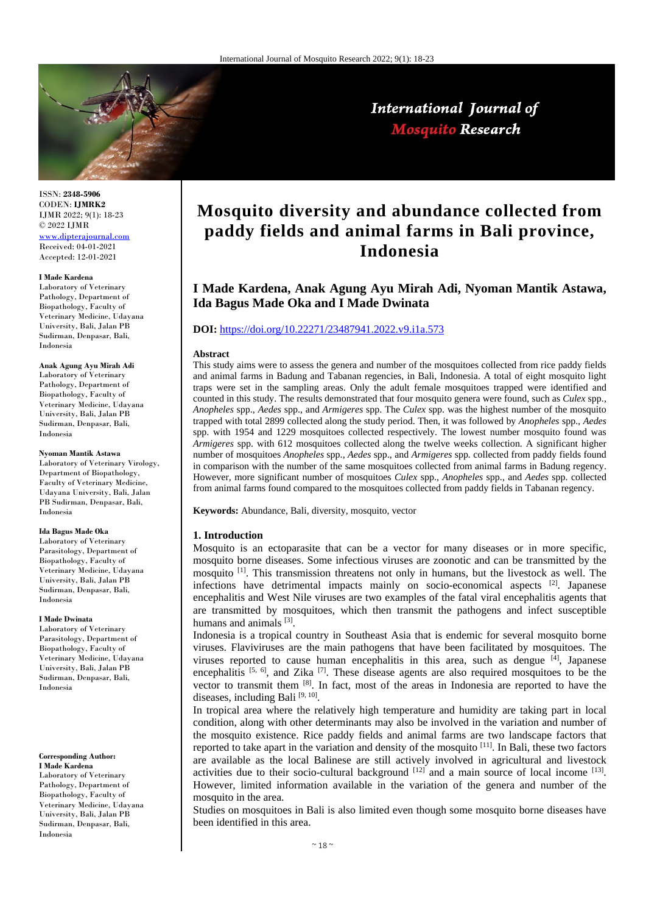ISSN: **2348-5906**
CODEN: **IJMRK2**
IJMR 2022; 9(1): 18-23
© 2022 IJMR
www.dipterajournal.com
Received: 04-01-2021
Accepted: 12-01-2021

**I Made Kardena**
Laboratory of Veterinary Pathology, Department of Biopathology, Faculty of Veterinary Medicine, Udayana University, Bali, Jalan PB Sudirman, Denpasar, Bali, Indonesia

**Anak Agung Ayu Mirah Adi**
Laboratory of Veterinary Pathology, Department of Biopathology, Faculty of Veterinary Medicine, Udayana University, Bali, Jalan PB Sudirman, Denpasar, Bali, Indonesia

**Nyoman Mantik Astawa**
Laboratory of Veterinary Virology, Department of Biopathology, Faculty of Veterinary Medicine, Udayana University, Bali, Jalan PB Sudirman, Denpasar, Bali, Indonesia

**Ida Bagus Made Oka**
Laboratory of Veterinary Parasitology, Department of Biopathology, Faculty of Veterinary Medicine, Udayana University, Bali, Jalan PB Sudirman, Denpasar, Bali, Indonesia

**I Made Dwinata**
Laboratory of Veterinary Parasitology, Department of Biopathology, Faculty of Veterinary Medicine, Udayana University, Bali, Jalan PB Sudirman, Denpasar, Bali, Indonesia

**Corresponding Author:**
**I Made Kardena**
Laboratory of Veterinary Pathology, Department of Biopathology, Faculty of Veterinary Medicine, Udayana University, Bali, Jalan PB Sudirman, Denpasar, Bali, Indonesia

# Mosquito diversity and abundance collected from paddy fields and animal farms in Bali province, Indonesia

**I Made Kardena, Anak Agung Ayu Mirah Adi, Nyoman Mantik Astawa, Ida Bagus Made Oka and I Made Dwinata**

**DOI:** https://doi.org/10.22271/23487941.2022.v9.i1a.573

**Abstract**

This study aims were to assess the genera and number of the mosquitoes collected from rice paddy fields and animal farms in Badung and Tabanan regencies, in Bali, Indonesia. A total of eight mosquito light traps were set in the sampling areas. Only the adult female mosquitoes trapped were identified and counted in this study. The results demonstrated that four mosquito genera were found, such as *Culex* spp., *Anopheles* spp., *Aedes* spp., and *Armigeres* spp. The *Culex* spp. was the highest number of the mosquito trapped with total 2899 collected along the study period. Then, it was followed by *Anopheles* spp., *Aedes* spp. with 1954 and 1229 mosquitoes collected respectively. The lowest number mosquito found was *Armigeres* spp. with 612 mosquitoes collected along the twelve weeks collection. A significant higher number of mosquitoes *Anopheles* spp., *Aedes* spp., and *Armigeres* spp. collected from paddy fields found in comparison with the number of the same mosquitoes collected from animal farms in Badung regency. However, more significant number of mosquitoes *Culex* spp., *Anopheles* spp., and *Aedes* spp. collected from animal farms found compared to the mosquitoes collected from paddy fields in Tabanan regency.

**Keywords:** Abundance, Bali, diversity, mosquito, vector

## 1. Introduction

Mosquito is an ectoparasite that can be a vector for many diseases or in more specific, mosquito borne diseases. Some infectious viruses are zoonotic and can be transmitted by the mosquito [1]. This transmission threatens not only in humans, but the livestock as well. The infections have detrimental impacts mainly on socio-economical aspects [2]. Japanese encephalitis and West Nile viruses are two examples of the fatal viral encephalitis agents that are transmitted by mosquitoes, which then transmit the pathogens and infect susceptible humans and animals [3].

Indonesia is a tropical country in Southeast Asia that is endemic for several mosquito borne viruses. Flaviviruses are the main pathogens that have been facilitated by mosquitoes. The viruses reported to cause human encephalitis in this area, such as dengue [4], Japanese encephalitis [5, 6], and Zika [7]. These disease agents are also required mosquitoes to be the vector to transmit them [8]. In fact, most of the areas in Indonesia are reported to have the diseases, including Bali [9, 10].

In tropical area where the relatively high temperature and humidity are taking part in local condition, along with other determinants may also be involved in the variation and number of the mosquito existence. Rice paddy fields and animal farms are two landscape factors that reported to take apart in the variation and density of the mosquito [11]. In Bali, these two factors are available as the local Balinese are still actively involved in agricultural and livestock activities due to their socio-cultural background [12] and a main source of local income [13]. However, limited information available in the variation of the genera and number of the mosquito in the area.

Studies on mosquitoes in Bali is also limited even though some mosquito borne diseases have been identified in this area.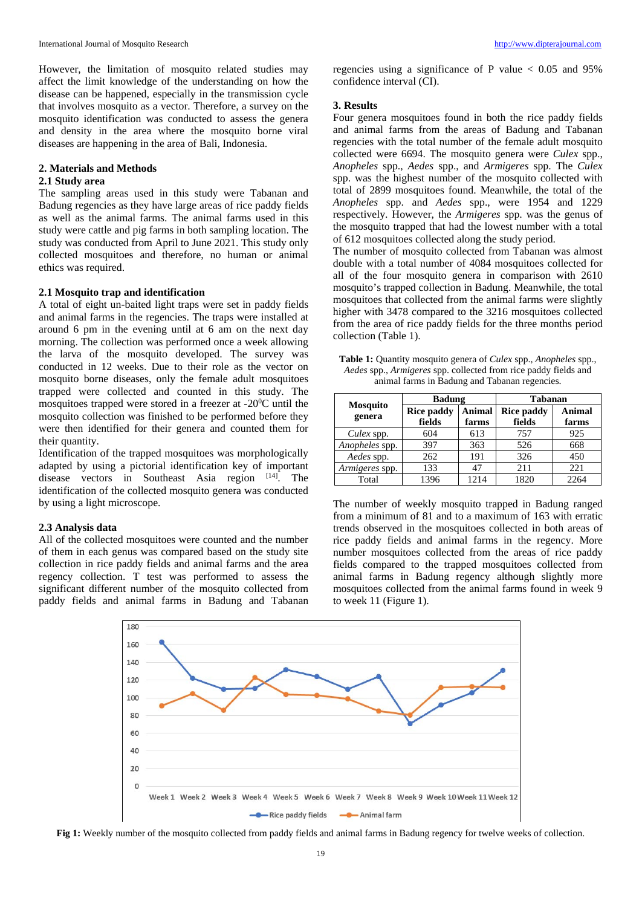However, the limitation of mosquito related studies may affect the limit knowledge of the understanding on how the disease can be happened, especially in the transmission cycle that involves mosquito as a vector. Therefore, a survey on the mosquito identification was conducted to assess the genera and density in the area where the mosquito borne viral diseases are happening in the area of Bali, Indonesia.

## 2. Materials and Methods

### 2.1 Study area

The sampling areas used in this study were Tabanan and Badung regencies as they have large areas of rice paddy fields as well as the animal farms. The animal farms used in this study were cattle and pig farms in both sampling location. The study was conducted from April to June 2021. This study only collected mosquitoes and therefore, no human or animal ethics was required.

### 2.1 Mosquito trap and identification

A total of eight un-baited light traps were set in paddy fields and animal farms in the regencies. The traps were installed at around 6 pm in the evening until at 6 am on the next day morning. The collection was performed once a week allowing the larva of the mosquito developed. The survey was conducted in 12 weeks. Due to their role as the vector on mosquito borne diseases, only the female adult mosquitoes trapped were collected and counted in this study. The mosquitoes trapped were stored in a freezer at -20$^0$C until the mosquito collection was finished to be performed before they were then identified for their genera and counted them for their quantity.

Identification of the trapped mosquitoes was morphologically adapted by using a pictorial identification key of important disease vectors in Southeast Asia region [14]. The identification of the collected mosquito genera was conducted by using a light microscope.

### 2.3 Analysis data

All of the collected mosquitoes were counted and the number of them in each genus was compared based on the study site collection in rice paddy fields and animal farms and the area regency collection. T test was performed to assess the significant different number of the mosquito collected from paddy fields and animal farms in Badung and Tabanan regencies using a significance of P value < 0.05 and 95% confidence interval (CI).

## 3. Results

Four genera mosquitoes found in both the rice paddy fields and animal farms from the areas of Badung and Tabanan regencies with the total number of the female adult mosquito collected were 6694. The mosquito genera were *Culex* spp., *Anopheles* spp., *Aedes* spp., and *Armigeres* spp. The *Culex* spp. was the highest number of the mosquito collected with total of 2899 mosquitoes found. Meanwhile, the total of the *Anopheles* spp. and *Aedes* spp., were 1954 and 1229 respectively. However, the *Armigeres* spp. was the genus of the mosquito trapped that had the lowest number with a total of 612 mosquitoes collected along the study period.

The number of mosquito collected from Tabanan was almost double with a total number of 4084 mosquitoes collected for all of the four mosquito genera in comparison with 2610 mosquito's trapped collection in Badung. Meanwhile, the total mosquitoes that collected from the animal farms were slightly higher with 3478 compared to the 3216 mosquitoes collected from the area of rice paddy fields for the three months period collection (Table 1).

**Table 1:** Quantity mosquito genera of *Culex* spp., *Anopheles* spp., *Aedes* spp., *Armigeres* spp. collected from rice paddy fields and animal farms in Badung and Tabanan regencies.

| Mosquito genera | Badung | | Tabanan | |
|---|---|---|---|---|
| | Rice paddy fields | Animal farms | Rice paddy fields | Animal farms |
| *Culex* spp. | 604 | 613 | 757 | 925 |
| *Anopheles* spp. | 397 | 363 | 526 | 668 |
| *Aedes* spp. | 262 | 191 | 326 | 450 |
| *Armigeres* spp. | 133 | 47 | 211 | 221 |
| Total | 1396 | 1214 | 1820 | 2264 |

The number of weekly mosquito trapped in Badung ranged from a minimum of 81 and to a maximum of 163 with erratic trends observed in the mosquitoes collected in both areas of rice paddy fields and animal farms in the regency. More number mosquitoes collected from the areas of rice paddy fields compared to the trapped mosquitoes collected from animal farms in Badung regency although slightly more mosquitoes collected from the animal farms found in week 9 to week 11 (Figure 1).

**Fig 1:** Weekly number of the mosquito collected from paddy fields and animal farms in Badung regency for twelve weeks of collection.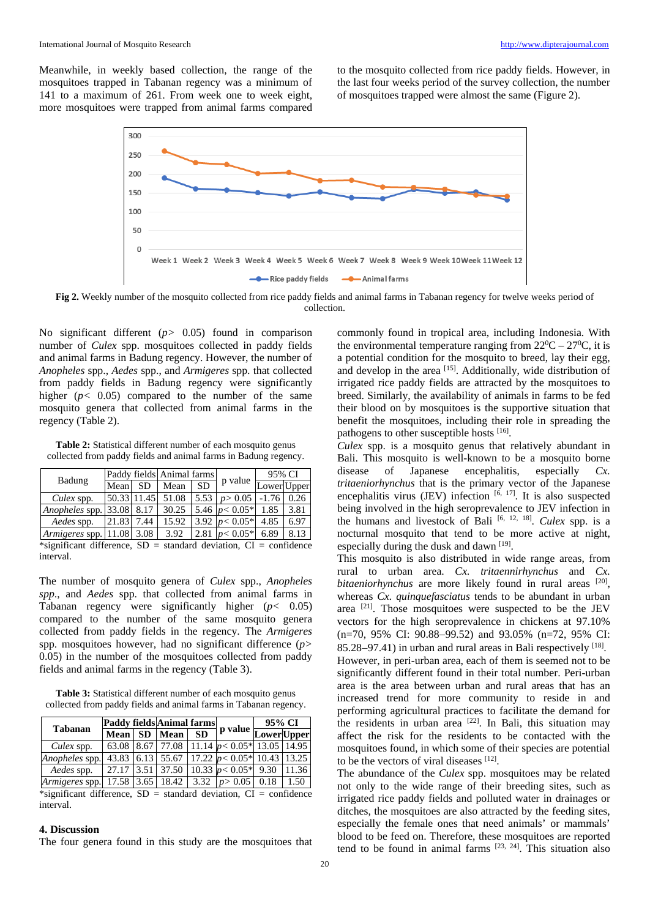Meanwhile, in weekly based collection, the range of the mosquitoes trapped in Tabanan regency was a minimum of 141 to a maximum of 261. From week one to week eight, more mosquitoes were trapped from animal farms compared to the mosquito collected from rice paddy fields. However, in the last four weeks period of the survey collection, the number of mosquitoes trapped were almost the same (Figure 2).

**Fig 2.** Weekly number of the mosquito collected from rice paddy fields and animal farms in Tabanan regency for twelve weeks period of collection.

No significant different ($p > 0.05$) found in comparison number of *Culex* spp. mosquitoes collected in paddy fields and animal farms in Badung regency. However, the number of *Anopheles* spp., *Aedes* spp., and *Armigeres* spp. that collected from paddy fields in Badung regency were significantly higher ($p < 0.05$) compared to the number of the same mosquito genera that collected from animal farms in the regency (Table 2).

**Table 2:** Statistical different number of each mosquito genus collected from paddy fields and animal farms in Badung regency.

| Badung | Paddy fields | | Animal farms | | p value | 95% CI | |
|---|---|---|---|---|---|---|---|
| | Mean | SD | Mean | SD | | Lower | Upper |
| *Culex* spp. | 50.33 | 11.45 | 51.08 | 5.53 | $p > 0.05$ | -1.76 | 0.26 |
| *Anopheles* spp. | 33.08 | 8.17 | 30.25 | 5.46 | $p < 0.05$* | 1.85 | 3.81 |
| *Aedes* spp. | 21.83 | 7.44 | 15.92 | 3.92 | $p < 0.05$* | 4.85 | 6.97 |
| *Armigeres* spp. | 11.08 | 3.08 | 3.92 | 2.81 | $p < 0.05$* | 6.89 | 8.13 |

*significant difference, SD = standard deviation, CI = confidence interval.

The number of mosquito genera of *Culex* spp., *Anopheles spp*., and *Aedes* spp. that collected from animal farms in Tabanan regency were significantly higher ($p < 0.05$) compared to the number of the same mosquito genera collected from paddy fields in the regency. The *Armigeres* spp. mosquitoes however, had no significant difference ($p > 0.05$) in the number of the mosquitoes collected from paddy fields and animal farms in the regency (Table 3).

**Table 3:** Statistical different number of each mosquito genus collected from paddy fields and animal farms in Tabanan regency.

| **Tabanan** | **Paddy fields** | | **Animal farms** | | **p value** | **95% CI** | |
|---|---|---|---|---|---|---|---|
| | **Mean** | **SD** | **Mean** | **SD** | | **Lower** | **Upper** |
| *Culex* spp. | 63.08 | 8.67 | 77.08 | 11.14 | $p < 0.05$* | 13.05 | 14.95 |
| *Anopheles* spp. | 43.83 | 6.13 | 55.67 | 17.22 | $p < 0.05$* | 10.43 | 13.25 |
| *Aedes* spp. | 27.17 | 3.51 | 37.50 | 10.33 | $p < 0.05$* | 9.30 | 11.36 |
| *Armigeres* spp. | 17.58 | 3.65 | 18.42 | 3.32 | $p > 0.05$ | 0.18 | 1.50 |

*significant difference, SD = standard deviation, CI = confidence interval.

## 4. Discussion

The four genera found in this study are the mosquitoes that commonly found in tropical area, including Indonesia. With the environmental temperature ranging from 22$^0$C – 27$^0$C, it is a potential condition for the mosquito to breed, lay their egg, and develop in the area [15]. Additionally, wide distribution of irrigated rice paddy fields are attracted by the mosquitoes to breed. Similarly, the availability of animals in farms to be fed their blood on by mosquitoes is the supportive situation that benefit the mosquitoes, including their role in spreading the pathogens to other susceptible hosts [16].

*Culex* spp. is a mosquito genus that relatively abundant in Bali. This mosquito is well-known to be a mosquito borne disease of Japanese encephalitis, especially *Cx. tritaeniorhynchus* that is the primary vector of the Japanese encephalitis virus (JEV) infection [6, 17]. It is also suspected being involved in the high seroprevalence to JEV infection in the humans and livestock of Bali [6, 12, 18]. *Culex* spp. is a nocturnal mosquito that tend to be more active at night, especially during the dusk and dawn [19].

This mosquito is also distributed in wide range areas, from rural to urban area. *Cx. tritaennirhynchus* and *Cx. bitaeniorhynchus* are more likely found in rural areas [20], whereas *Cx. quinquefasciatus* tends to be abundant in urban area [21]. Those mosquitoes were suspected to be the JEV vectors for the high seroprevalence in chickens at 97.10% (n=70, 95% CI: 90.88–99.52) and 93.05% (n=72, 95% CI: 85.28–97.41) in urban and rural areas in Bali respectively [18]. However, in peri-urban area, each of them is seemed not to be significantly different found in their total number. Peri-urban area is the area between urban and rural areas that has an increased trend for more community to reside in and performing agricultural practices to facilitate the demand for the residents in urban area [22]. In Bali, this situation may affect the risk for the residents to be contacted with the mosquitoes found, in which some of their species are potential to be the vectors of viral diseases [12].

The abundance of the *Culex* spp. mosquitoes may be related not only to the wide range of their breeding sites, such as irrigated rice paddy fields and polluted water in drainages or ditches, the mosquitoes are also attracted by the feeding sites, especially the female ones that need animals' or mammals' blood to be feed on. Therefore, these mosquitoes are reported tend to be found in animal farms [23, 24]. This situation also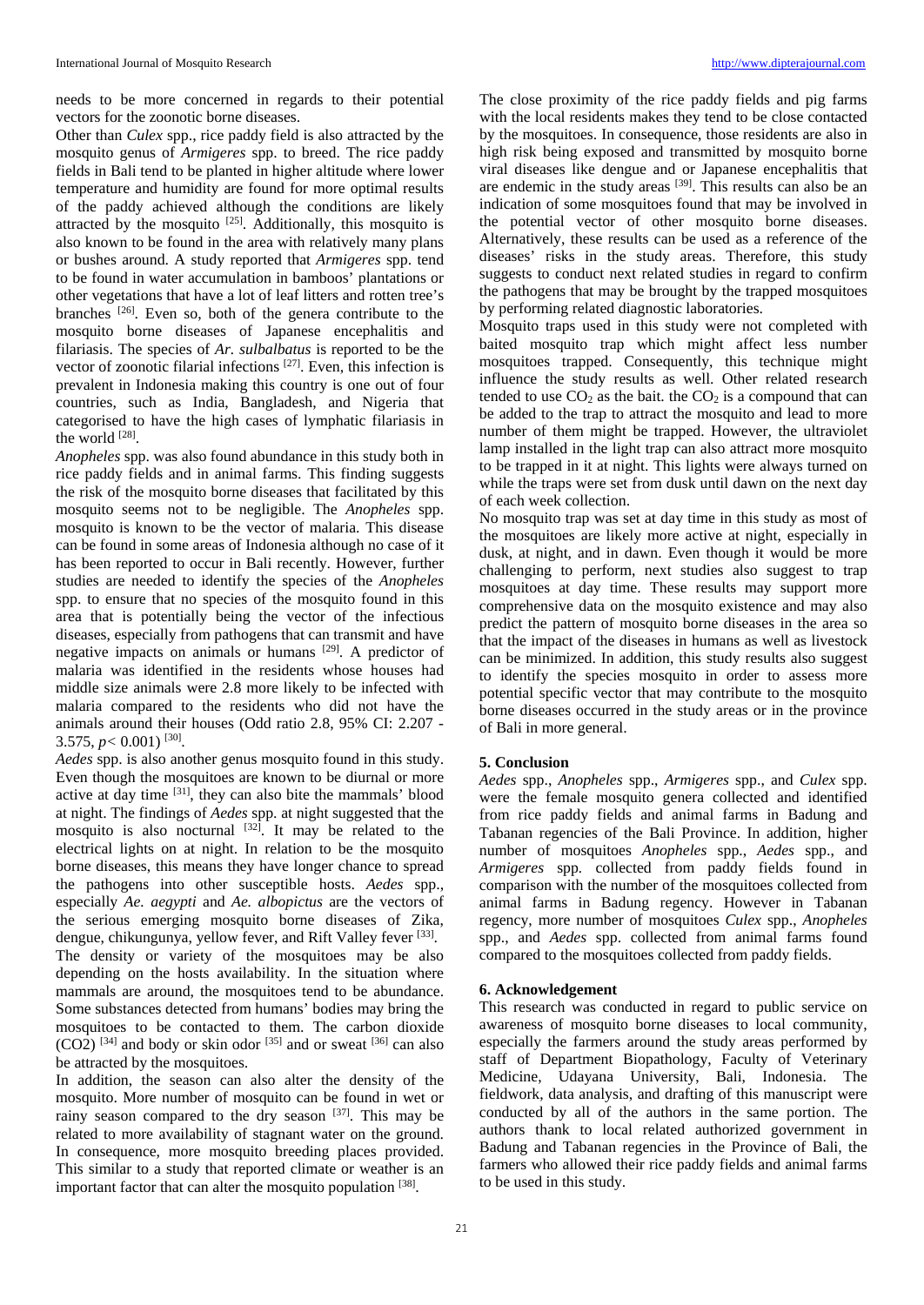needs to be more concerned in regards to their potential vectors for the zoonotic borne diseases.

Other than *Culex* spp., rice paddy field is also attracted by the mosquito genus of *Armigeres* spp. to breed. The rice paddy fields in Bali tend to be planted in higher altitude where lower temperature and humidity are found for more optimal results of the paddy achieved although the conditions are likely attracted by the mosquito [25]. Additionally, this mosquito is also known to be found in the area with relatively many plans or bushes around. A study reported that *Armigeres* spp. tend to be found in water accumulation in bamboos' plantations or other vegetations that have a lot of leaf litters and rotten tree's branches [26]. Even so, both of the genera contribute to the mosquito borne diseases of Japanese encephalitis and filariasis. The species of *Ar. sulbalbatus* is reported to be the vector of zoonotic filarial infections [27]. Even, this infection is prevalent in Indonesia making this country is one out of four countries, such as India, Bangladesh, and Nigeria that categorised to have the high cases of lymphatic filariasis in the world [28].

*Anopheles* spp. was also found abundance in this study both in rice paddy fields and in animal farms. This finding suggests the risk of the mosquito borne diseases that facilitated by this mosquito seems not to be negligible. The *Anopheles* spp. mosquito is known to be the vector of malaria. This disease can be found in some areas of Indonesia although no case of it has been reported to occur in Bali recently. However, further studies are needed to identify the species of the *Anopheles* spp. to ensure that no species of the mosquito found in this area that is potentially being the vector of the infectious diseases, especially from pathogens that can transmit and have negative impacts on animals or humans [29]. A predictor of malaria was identified in the residents whose houses had middle size animals were 2.8 more likely to be infected with malaria compared to the residents who did not have the animals around their houses (Odd ratio 2.8, 95% CI: 2.207 - 3.575, $p < 0.001$) [30].

*Aedes* spp. is also another genus mosquito found in this study. Even though the mosquitoes are known to be diurnal or more active at day time [31], they can also bite the mammals' blood at night. The findings of *Aedes* spp. at night suggested that the mosquito is also nocturnal [32]. It may be related to the electrical lights on at night. In relation to be the mosquito borne diseases, this means they have longer chance to spread the pathogens into other susceptible hosts. *Aedes* spp., especially *Ae. aegypti* and *Ae. albopictus* are the vectors of the serious emerging mosquito borne diseases of Zika, dengue, chikungunya, yellow fever, and Rift Valley fever [33].

The density or variety of the mosquitoes may be also depending on the hosts availability. In the situation where mammals are around, the mosquitoes tend to be abundance. Some substances detected from humans' bodies may bring the mosquitoes to be contacted to them. The carbon dioxide ($CO_2$) [34] and body or skin odor [35] and or sweat [36] can also be attracted by the mosquitoes.

In addition, the season can also alter the density of the mosquito. More number of mosquito can be found in wet or rainy season compared to the dry season [37]. This may be related to more availability of stagnant water on the ground. In consequence, more mosquito breeding places provided. This similar to a study that reported climate or weather is an important factor that can alter the mosquito population [38].

The close proximity of the rice paddy fields and pig farms with the local residents makes they tend to be close contacted by the mosquitoes. In consequence, those residents are also in high risk being exposed and transmitted by mosquito borne viral diseases like dengue and or Japanese encephalitis that are endemic in the study areas [39]. This results can also be an indication of some mosquitoes found that may be involved in the potential vector of other mosquito borne diseases. Alternatively, these results can be used as a reference of the diseases' risks in the study areas. Therefore, this study suggests to conduct next related studies in regard to confirm the pathogens that may be brought by the trapped mosquitoes by performing related diagnostic laboratories.

Mosquito traps used in this study were not completed with baited mosquito trap which might affect less number mosquitoes trapped. Consequently, this technique might influence the study results as well. Other related research tended to use $CO_2$ as the bait. the $CO_2$ is a compound that can be added to the trap to attract the mosquito and lead to more number of them might be trapped. However, the ultraviolet lamp installed in the light trap can also attract more mosquito to be trapped in it at night. This lights were always turned on while the traps were set from dusk until dawn on the next day of each week collection.

No mosquito trap was set at day time in this study as most of the mosquitoes are likely more active at night, especially in dusk, at night, and in dawn. Even though it would be more challenging to perform, next studies also suggest to trap mosquitoes at day time. These results may support more comprehensive data on the mosquito existence and may also predict the pattern of mosquito borne diseases in the area so that the impact of the diseases in humans as well as livestock can be minimized. In addition, this study results also suggest to identify the species mosquito in order to assess more potential specific vector that may contribute to the mosquito borne diseases occurred in the study areas or in the province of Bali in more general.

## 5. Conclusion

*Aedes* spp., *Anopheles* spp., *Armigeres* spp., and *Culex* spp. were the female mosquito genera collected and identified from rice paddy fields and animal farms in Badung and Tabanan regencies of the Bali Province. In addition, higher number of mosquitoes *Anopheles* spp., *Aedes* spp., and *Armigeres* spp. collected from paddy fields found in comparison with the number of the mosquitoes collected from animal farms in Badung regency. However in Tabanan regency, more number of mosquitoes *Culex* spp., *Anopheles* spp., and *Aedes* spp. collected from animal farms found compared to the mosquitoes collected from paddy fields.

## 6. Acknowledgement

This research was conducted in regard to public service on awareness of mosquito borne diseases to local community, especially the farmers around the study areas performed by staff of Department Biopathology, Faculty of Veterinary Medicine, Udayana University, Bali, Indonesia. The fieldwork, data analysis, and drafting of this manuscript were conducted by all of the authors in the same portion. The authors thank to local related authorized government in Badung and Tabanan regencies in the Province of Bali, the farmers who allowed their rice paddy fields and animal farms to be used in this study.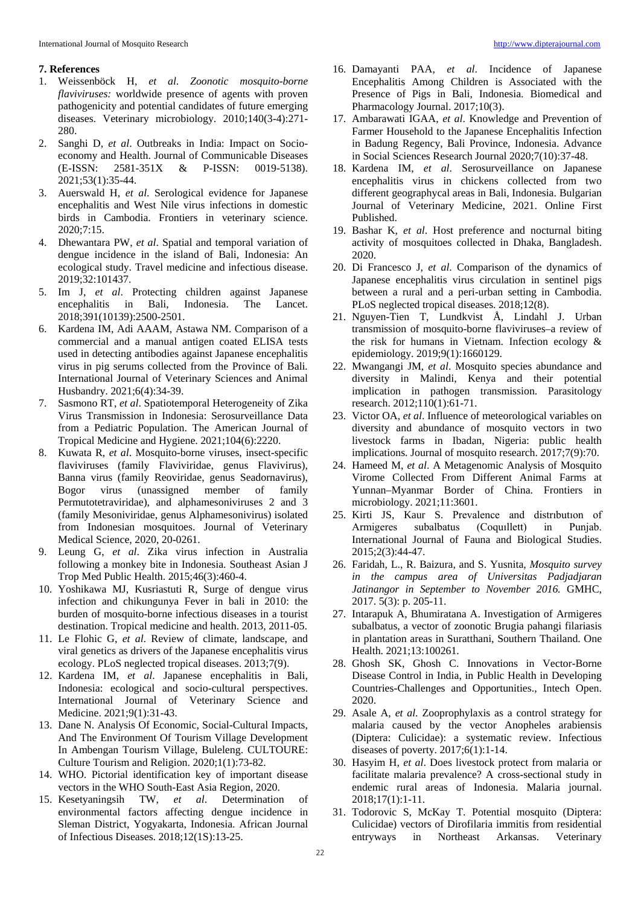## 7. References

1. Weissenböck H, *et al. Zoonotic mosquito-borne flaviviruses:* worldwide presence of agents with proven pathogenicity and potential candidates of future emerging diseases. Veterinary microbiology. 2010;140(3-4):271-280.
2. Sanghi D, *et al*. Outbreaks in India: Impact on Socio-economy and Health. Journal of Communicable Diseases (E-ISSN: 2581-351X & P-ISSN: 0019-5138). 2021;53(1):35-44.
3. Auerswald H, *et al.* Serological evidence for Japanese encephalitis and West Nile virus infections in domestic birds in Cambodia. Frontiers in veterinary science. 2020;7:15.
4. Dhewantara PW, *et al*. Spatial and temporal variation of dengue incidence in the island of Bali, Indonesia: An ecological study. Travel medicine and infectious disease. 2019;32:101437.
5. Im J, *et al*. Protecting children against Japanese encephalitis in Bali, Indonesia. The Lancet. 2018;391(10139):2500-2501.
6. Kardena IM, Adi AAAM, Astawa NM. Comparison of a commercial and a manual antigen coated ELISA tests used in detecting antibodies against Japanese encephalitis virus in pig serums collected from the Province of Bali. International Journal of Veterinary Sciences and Animal Husbandry. 2021;6(4):34-39.
7. Sasmono RT, *et al*. Spatiotemporal Heterogeneity of Zika Virus Transmission in Indonesia: Serosurveillance Data from a Pediatric Population. The American Journal of Tropical Medicine and Hygiene. 2021;104(6):2220.
8. Kuwata R, *et al*. Mosquito-borne viruses, insect-specific flaviviruses (family Flaviviridae, genus Flavivirus), Banna virus (family Reoviridae, genus Seadornavirus), Bogor virus (unassigned member of family Permutotetraviridae), and alphamesoniviruses 2 and 3 (family Mesoniviridae, genus Alphamesonivirus) isolated from Indonesian mosquitoes. Journal of Veterinary Medical Science, 2020, 20-0261.
9. Leung G, *et al*. Zika virus infection in Australia following a monkey bite in Indonesia. Southeast Asian J Trop Med Public Health. 2015;46(3):460-4.
10. Yoshikawa MJ, Kusriastuti R, Surge of dengue virus infection and chikungunya Fever in bali in 2010: the burden of mosquito-borne infectious diseases in a tourist destination. Tropical medicine and health. 2013, 2011-05.
11. Le Flohic G, *et al*. Review of climate, landscape, and viral genetics as drivers of the Japanese encephalitis virus ecology. PLoS neglected tropical diseases. 2013;7(9).
12. Kardena IM, *et al*. Japanese encephalitis in Bali, Indonesia: ecological and socio-cultural perspectives. International Journal of Veterinary Science and Medicine. 2021;9(1):31-43.
13. Dane N. Analysis Of Economic, Social-Cultural Impacts, And The Environment Of Tourism Village Development In Ambengan Tourism Village, Buleleng. CULTOURE: Culture Tourism and Religion. 2020;1(1):73-82.
14. WHO. Pictorial identification key of important disease vectors in the WHO South-East Asia Region, 2020.
15. Kesetyaningsih TW, *et al*. Determination of environmental factors affecting dengue incidence in Sleman District, Yogyakarta, Indonesia. African Journal of Infectious Diseases. 2018;12(1S):13-25.
16. Damayanti PAA, *et al*. Incidence of Japanese Encephalitis Among Children is Associated with the Presence of Pigs in Bali, Indonesia. Biomedical and Pharmacology Journal. 2017;10(3).
17. Ambarawati IGAA, *et al*. Knowledge and Prevention of Farmer Household to the Japanese Encephalitis Infection in Badung Regency, Bali Province, Indonesia. Advance in Social Sciences Research Journal 2020;7(10):37-48.
18. Kardena IM, *et al*. Serosurveillance on Japanese encephalitis virus in chickens collected from two different geographycal areas in Bali, Indonesia. Bulgarian Journal of Veterinary Medicine, 2021. Online First Published.
19. Bashar K, *et al*. Host preference and nocturnal biting activity of mosquitoes collected in Dhaka, Bangladesh. 2020.
20. Di Francesco J, *et al*. Comparison of the dynamics of Japanese encephalitis virus circulation in sentinel pigs between a rural and a peri-urban setting in Cambodia. PLoS neglected tropical diseases. 2018;12(8).
21. Nguyen-Tien T, Lundkvist Å, Lindahl J. Urban transmission of mosquito-borne flaviviruses–a review of the risk for humans in Vietnam. Infection ecology & epidemiology. 2019;9(1):1660129.
22. Mwangangi JM, *et al*. Mosquito species abundance and diversity in Malindi, Kenya and their potential implication in pathogen transmission. Parasitology research. 2012;110(1):61-71.
23. Victor OA, *et al*. Influence of meteorological variables on diversity and abundance of mosquito vectors in two livestock farms in Ibadan, Nigeria: public health implications. Journal of mosquito research. 2017;7(9):70.
24. Hameed M, *et al*. A Metagenomic Analysis of Mosquito Virome Collected From Different Animal Farms at Yunnan–Myanmar Border of China. Frontiers in microbiology. 2021;11:3601.
25. Kirti JS, Kaur S. Prevalence and distrıbutıon of Armigeres subalbatus (Coquıllett) in Punjab. International Journal of Fauna and Biological Studies. 2015;2(3):44-47.
26. Faridah, L., R. Baizura, and S. Yusnita, *Mosquito survey in the campus area of Universitas Padjadjaran Jatinangor in September to November 2016.* GMHC, 2017. 5(3): p. 205-11.
27. Intarapuk A, Bhumiratana A. Investigation of Armigeres subalbatus, a vector of zoonotic Brugia pahangi filariasis in plantation areas in Suratthani, Southern Thailand. One Health. 2021;13:100261.
28. Ghosh SK, Ghosh C. Innovations in Vector-Borne Disease Control in India, in Public Health in Developing Countries-Challenges and Opportunities., Intech Open. 2020.
29. Asale A, *et al*. Zooprophylaxis as a control strategy for malaria caused by the vector Anopheles arabiensis (Diptera: Culicidae): a systematic review. Infectious diseases of poverty. 2017;6(1):1-14.
30. Hasyim H, *et al*. Does livestock protect from malaria or facilitate malaria prevalence? A cross-sectional study in endemic rural areas of Indonesia. Malaria journal. 2018;17(1):1-11.
31. Todorovic S, McKay T. Potential mosquito (Diptera: Culicidae) vectors of Dirofilaria immitis from residential entryways in Northeast Arkansas. Veterinary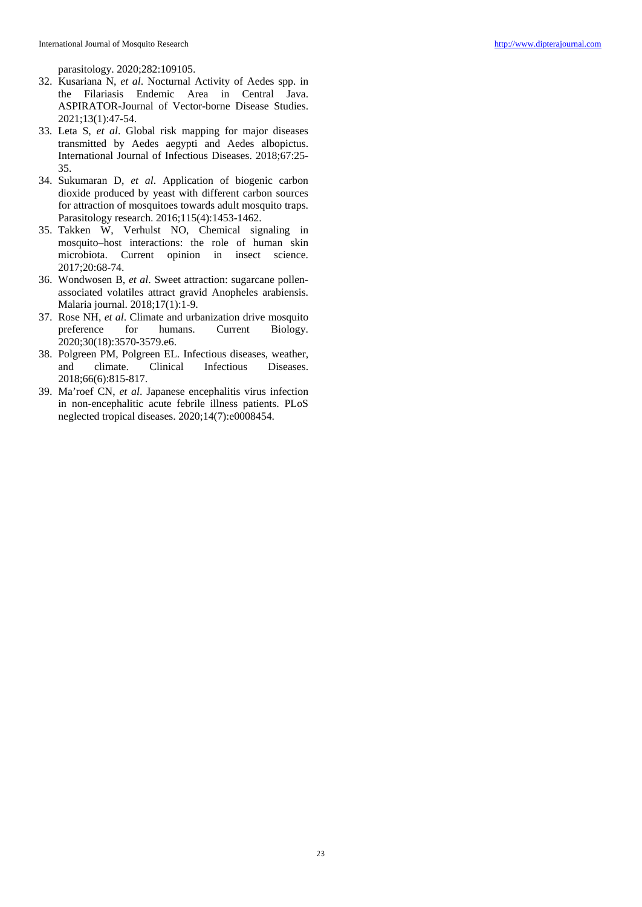parasitology. 2020;282:109105.

32. Kusariana N, *et al*. Nocturnal Activity of Aedes spp. in the Filariasis Endemic Area in Central Java. ASPIRATOR-Journal of Vector-borne Disease Studies. 2021;13(1):47-54.
33. Leta S, *et al*. Global risk mapping for major diseases transmitted by Aedes aegypti and Aedes albopictus. International Journal of Infectious Diseases. 2018;67:25-35.
34. Sukumaran D, *et al*. Application of biogenic carbon dioxide produced by yeast with different carbon sources for attraction of mosquitoes towards adult mosquito traps. Parasitology research. 2016;115(4):1453-1462.
35. Takken W, Verhulst NO, Chemical signaling in mosquito–host interactions: the role of human skin microbiota. Current opinion in insect science. 2017;20:68-74.
36. Wondwosen B, *et al*. Sweet attraction: sugarcane pollen-associated volatiles attract gravid Anopheles arabiensis. Malaria journal. 2018;17(1):1-9.
37. Rose NH, *et al*. Climate and urbanization drive mosquito preference for humans. Current Biology. 2020;30(18):3570-3579.e6.
38. Polgreen PM, Polgreen EL. Infectious diseases, weather, and climate. Clinical Infectious Diseases. 2018;66(6):815-817.
39. Ma'roef CN, *et al*. Japanese encephalitis virus infection in non-encephalitic acute febrile illness patients. PLoS neglected tropical diseases. 2020;14(7):e0008454.